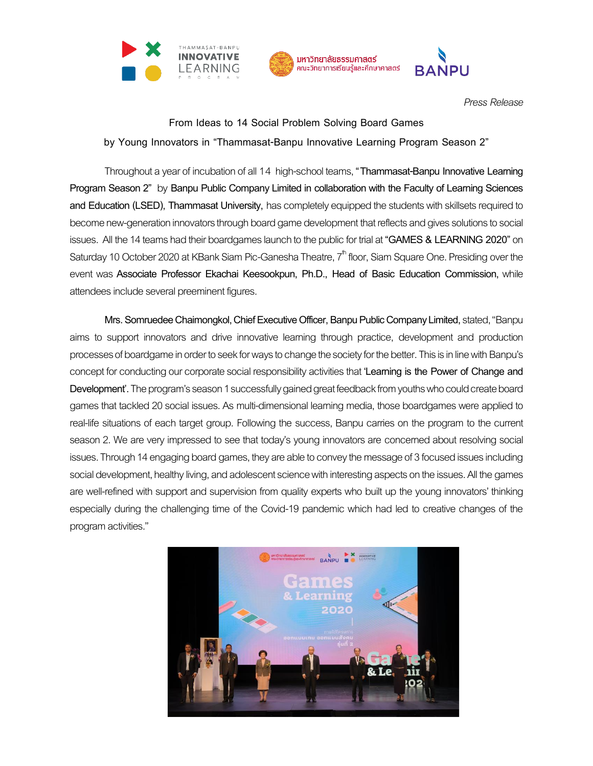*Press Release*

From Ideas to 14 Social Problem Solving Board Games

by Young Innovators in "Thammasat-Banpu Innovative Learning Program Season 2"

Throughout a year of incubation of all 14 high-school teams, "Thammasat-Banpu Innovative Learning Program Season 2" by Banpu Public Company Limited in collaboration with the Faculty of Learning Sciences and Education (LSED), Thammasat University, has completely equipped the students with skillsets required to become new-generation innovators through board game development that reflects and gives solutions to social issues. All the 14 teams had their boardgames launch to the public for trial at "GAMES & LEARNING 2020" on Saturday 10 October 2020 at KBank Siam Pic-Ganesha Theatre, 7th floor, Siam Square One. Presiding over the event was Associate Professor Ekachai Keesookpun, Ph.D., Head of Basic Education Commission, while attendees include several preeminent figures.

Mrs. Somruedee Chaimongkol, Chief Executive Officer, Banpu Public Company Limited, stated, "Banpu aims to support innovators and drive innovative learning through practice, development and production processes of boardgame in order to seek for ways to change the society for the better. This is in line with Banpu's concept for conducting our corporate social responsibility activities that 'Learning is the Power of Change and Development'. The program's season 1 successfully gained great feedback from youths who could create board games that tackled 20 social issues. As multi-dimensional learning media, those boardgames were applied to real-life situations of each target group. Following the success, Banpu carries on the program to the current season 2. We are very impressed to see that today's young innovators are concerned about resolving social issues. Through 14 engaging board games, they are able to convey the message of 3 focused issues including social development, healthy living, and adolescent science with interesting aspects on the issues. All the games are well-refined with support and supervision from quality experts who built up the young innovators' thinking especially during the challenging time of the Covid-19 pandemic which had led to creative changes of the program activities."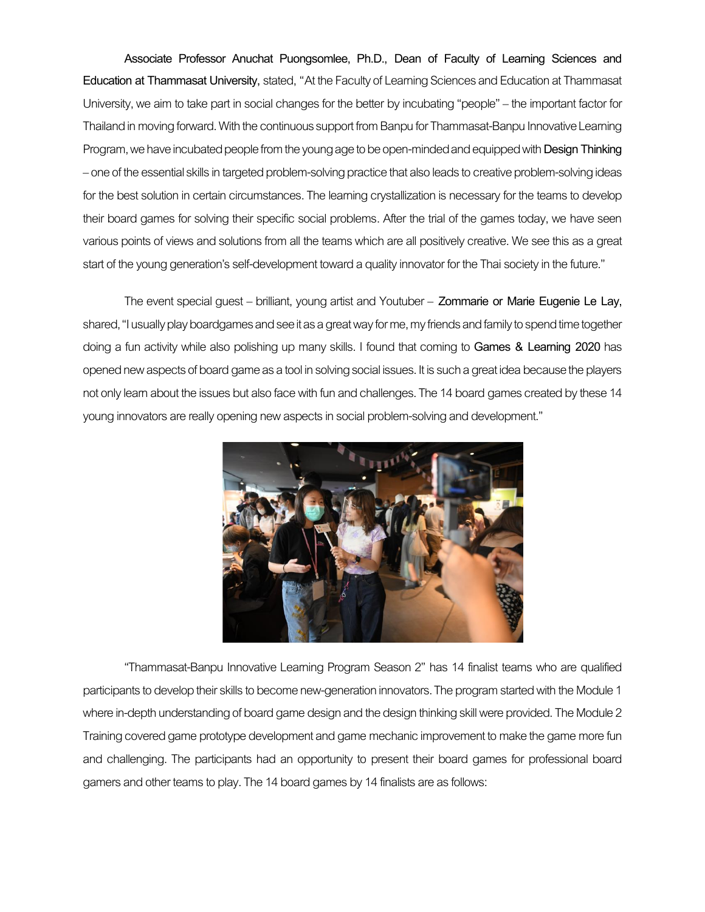Associate Professor Anuchat Puongsomlee, Ph.D., Dean of Faculty of Learning Sciences and Education at Thammasat University, stated, "At the Faculty of Learning Sciences and Education at Thammasat University, we aim to take part in social changes for the better by incubating "people" – the important factor for Thailand in moving forward. With the continuous support from Banpu for Thammasat-Banpu Innovative Learning Program, we have incubated people from the young age to be open-minded and equipped with Design Thinking – one of the essential skills in targeted problem-solving practice that also leads to creative problem-solving ideas for the best solution in certain circumstances. The learning crystallization is necessary for the teams to develop their board games for solving their specific social problems. After the trial of the games today, we have seen various points of views and solutions from all the teams which are all positively creative. We see this as a great start of the young generation's self-development toward a quality innovator for the Thai society in the future."

The event special guest – brilliant, young artist and Youtuber – Zommarie or Marie Eugenie Le Lay, shared, "I usually play boardgames and see it as a great way for me, my friends and family to spend time together doing a fun activity while also polishing up many skills. I found that coming to Games & Learning 2020 has opened new aspects of board game as a tool in solving social issues. It is such a great idea because the players not only learn about the issues but also face with fun and challenges. The 14 board games created by these 14 young innovators are really opening new aspects in social problem-solving and development."

"Thammasat-Banpu Innovative Learning Program Season 2" has 14 finalist teams who are qualified participants to develop their skills to become new-generation innovators. The program started with the Module 1 where in-depth understanding of board game design and the design thinking skill were provided. The Module 2 Training covered game prototype development and game mechanic improvement to make the game more fun and challenging. The participants had an opportunity to present their board games for professional board gamers and other teams to play. The 14 board games by 14 finalists are as follows: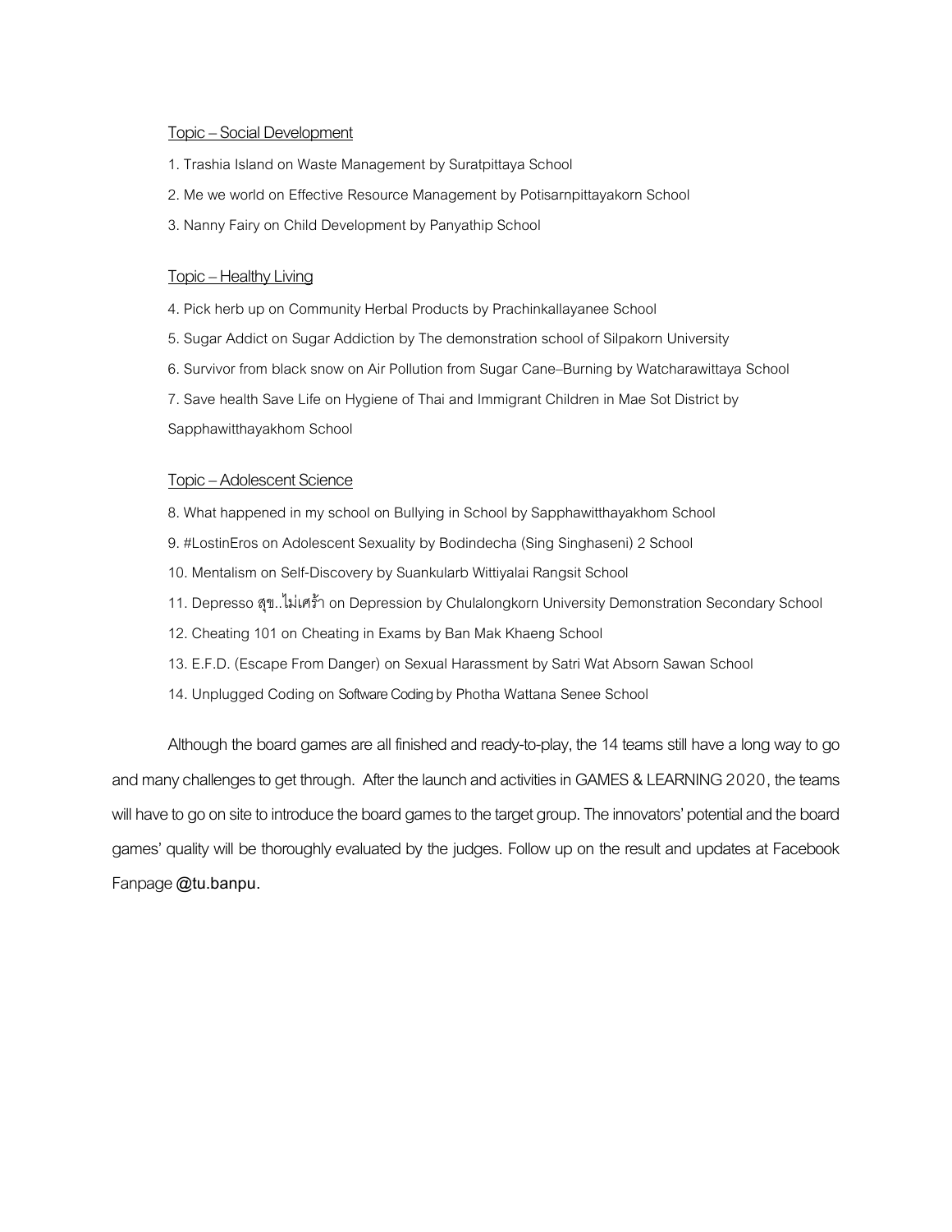Topic – Social Development

1. Trashia Island on Waste Management by Suratpittaya School
2. Me we world on Effective Resource Management by Potisarnpittayakorn School
3. Nanny Fairy on Child Development by Panyathip School

Topic – Healthy Living

4. Pick herb up on Community Herbal Products by Prachinkallayanee School
5. Sugar Addict on Sugar Addiction by The demonstration school of Silpakorn University
6. Survivor from black snow on Air Pollution from Sugar Cane–Burning by Watcharawittaya School
7. Save health Save Life on Hygiene of Thai and Immigrant Children in Mae Sot District by Sapphawitthayakhom School

Topic – Adolescent Science

8. What happened in my school on Bullying in School by Sapphawitthayakhom School
9. #LostinEros on Adolescent Sexuality by Bodindecha (Sing Singhaseni) 2 School
10. Mentalism on Self-Discovery by Suankularb Wittiyalai Rangsit School
11. Depresso สุข..ไม่เศร้า on Depression by Chulalongkorn University Demonstration Secondary School
12. Cheating 101 on Cheating in Exams by Ban Mak Khaeng School
13. E.F.D. (Escape From Danger) on Sexual Harassment by Satri Wat Absorn Sawan School
14. Unplugged Coding on Software Coding by Photha Wattana Senee School

Although the board games are all finished and ready-to-play, the 14 teams still have a long way to go and many challenges to get through. After the launch and activities in GAMES & LEARNING 2020, the teams will have to go on site to introduce the board games to the target group. The innovators' potential and the board games' quality will be thoroughly evaluated by the judges. Follow up on the result and updates at Facebook Fanpage @tu.banpu.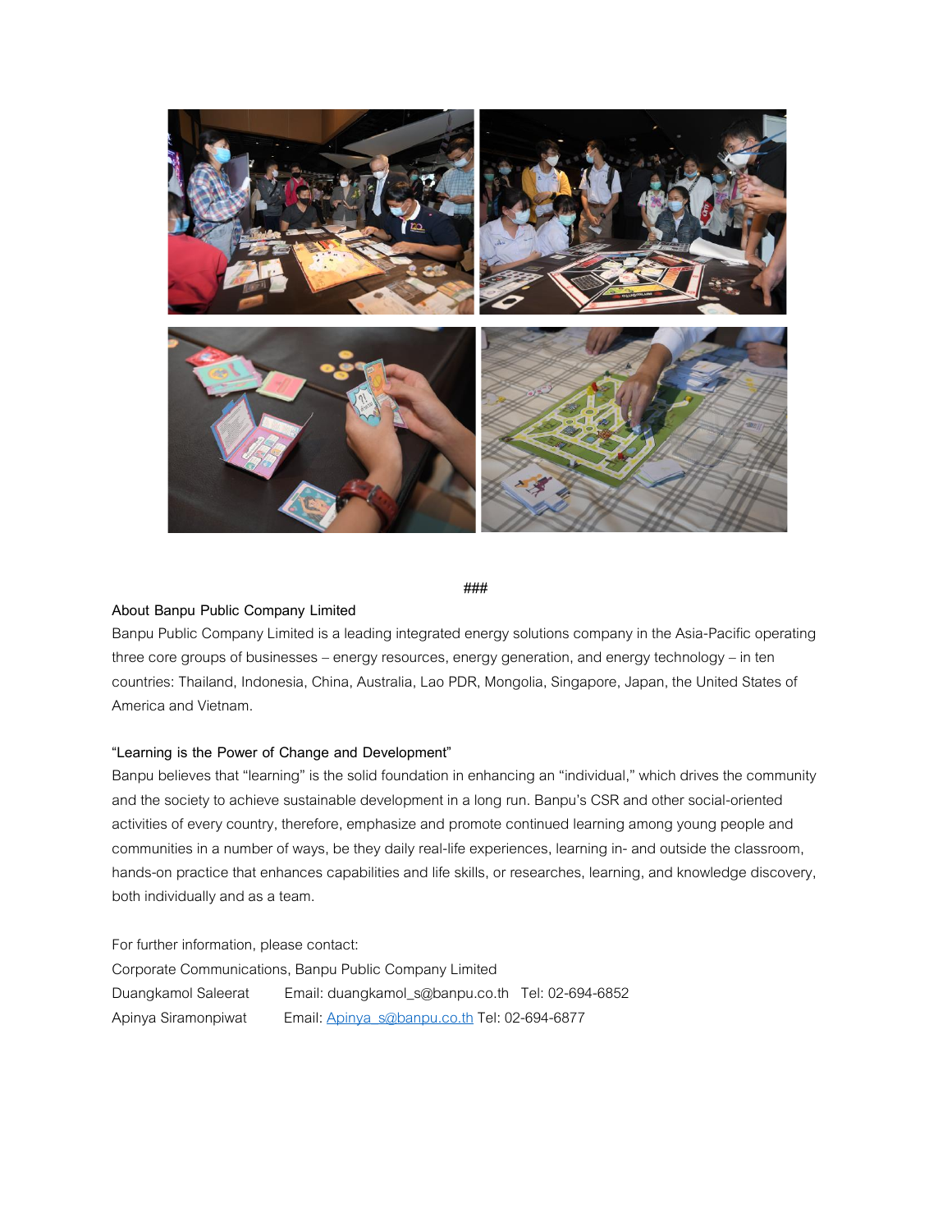###

**About Banpu Public Company Limited**

Banpu Public Company Limited is a leading integrated energy solutions company in the Asia-Pacific operating three core groups of businesses – energy resources, energy generation, and energy technology – in ten countries: Thailand, Indonesia, China, Australia, Lao PDR, Mongolia, Singapore, Japan, the United States of America and Vietnam.

**"Learning is the Power of Change and Development"**

Banpu believes that "learning" is the solid foundation in enhancing an "individual," which drives the community and the society to achieve sustainable development in a long run. Banpu's CSR and other social-oriented activities of every country, therefore, emphasize and promote continued learning among young people and communities in a number of ways, be they daily real-life experiences, learning in- and outside the classroom, hands-on practice that enhances capabilities and life skills, or researches, learning, and knowledge discovery, both individually and as a team.

For further information, please contact:

Corporate Communications, Banpu Public Company Limited

Duangkamol Saleerat Email: duangkamol_s@banpu.co.th Tel: 02-694-6852

Apinya Siramonpiwat Email: Apinya_s@banpu.co.th Tel: 02-694-6877